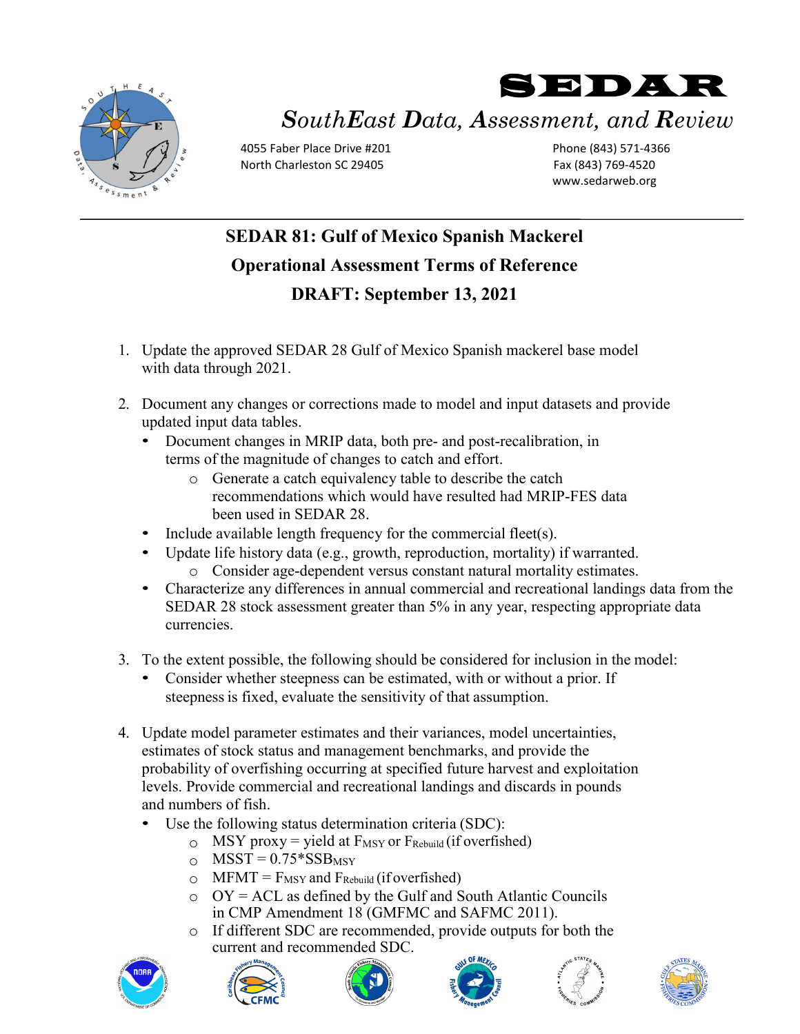# SEDAR

*SouthEast Data, Assessment, and Review*

4055 Faber Place Drive #201
North Charleston SC 29405

Phone (843) 571-4366
Fax (843) 769-4520
www.sedarweb.org

---

## SEDAR 81: Gulf of Mexico Spanish Mackerel

## Operational Assessment Terms of Reference

## DRAFT: September 13, 2021

1. Update the approved SEDAR 28 Gulf of Mexico Spanish mackerel base model with data through 2021.

2. Document any changes or corrections made to model and input datasets and provide updated input data tables.
   - Document changes in MRIP data, both pre- and post-recalibration, in terms of the magnitude of changes to catch and effort.
     - Generate a catch equivalency table to describe the catch recommendations which would have resulted had MRIP-FES data been used in SEDAR 28.
   - Include available length frequency for the commercial fleet(s).
   - Update life history data (e.g., growth, reproduction, mortality) if warranted.
     - Consider age-dependent versus constant natural mortality estimates.
   - Characterize any differences in annual commercial and recreational landings data from the SEDAR 28 stock assessment greater than 5% in any year, respecting appropriate data currencies.

3. To the extent possible, the following should be considered for inclusion in the model:
   - Consider whether steepness can be estimated, with or without a prior. If steepness is fixed, evaluate the sensitivity of that assumption.

4. Update model parameter estimates and their variances, model uncertainties, estimates of stock status and management benchmarks, and provide the probability of overfishing occurring at specified future harvest and exploitation levels. Provide commercial and recreational landings and discards in pounds and numbers of fish.
   - Use the following status determination criteria (SDC):
     - MSY proxy = yield at $F_{MSY}$ or $F_{Rebuild}$ (if overfished)
     - MSST = $0.75*SSB_{MSY}$
     - MFMT = $F_{MSY}$ and $F_{Rebuild}$ (if overfished)
     - OY = ACL as defined by the Gulf and South Atlantic Councils in CMP Amendment 18 (GMFMC and SAFMC 2011).
     - If different SDC are recommended, provide outputs for both the current and recommended SDC.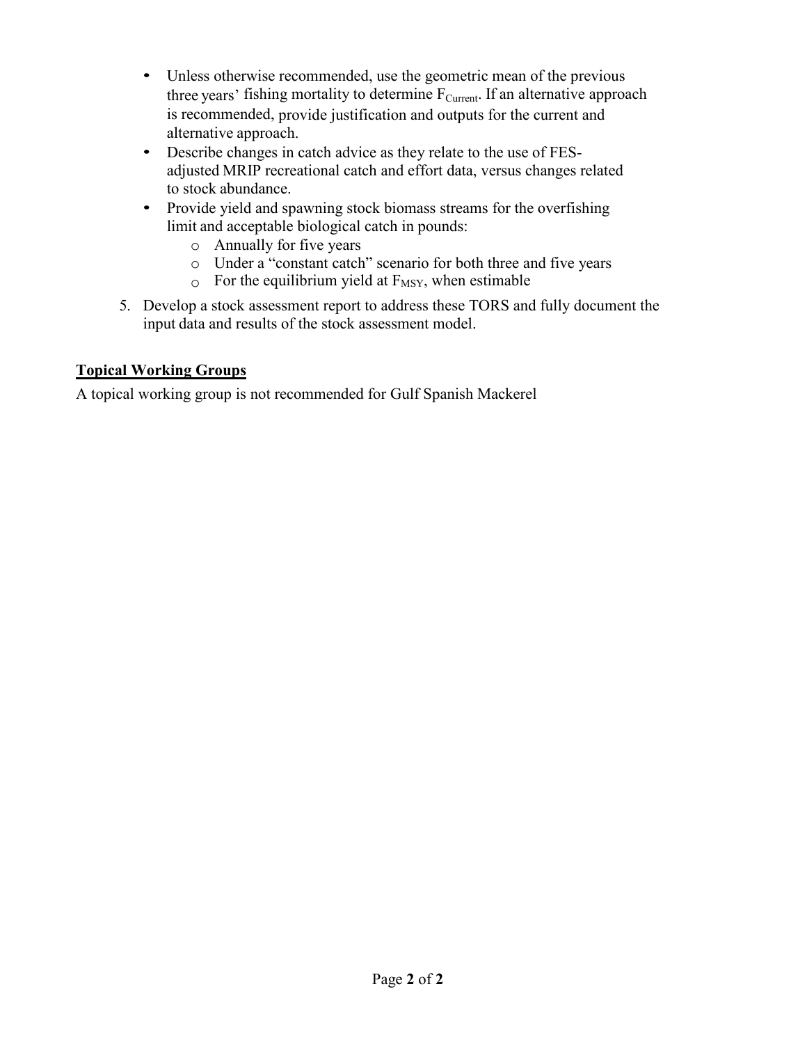- Unless otherwise recommended, use the geometric mean of the previous three years' fishing mortality to determine $F_{Current}$. If an alternative approach is recommended, provide justification and outputs for the current and alternative approach.
- Describe changes in catch advice as they relate to the use of FES-adjusted MRIP recreational catch and effort data, versus changes related to stock abundance.
- Provide yield and spawning stock biomass streams for the overfishing limit and acceptable biological catch in pounds:
  - Annually for five years
  - Under a "constant catch" scenario for both three and five years
  - For the equilibrium yield at $F_{MSY}$, when estimable

5. Develop a stock assessment report to address these TORS and fully document the input data and results of the stock assessment model.

## Topical Working Groups

A topical working group is not recommended for Gulf Spanish Mackerel